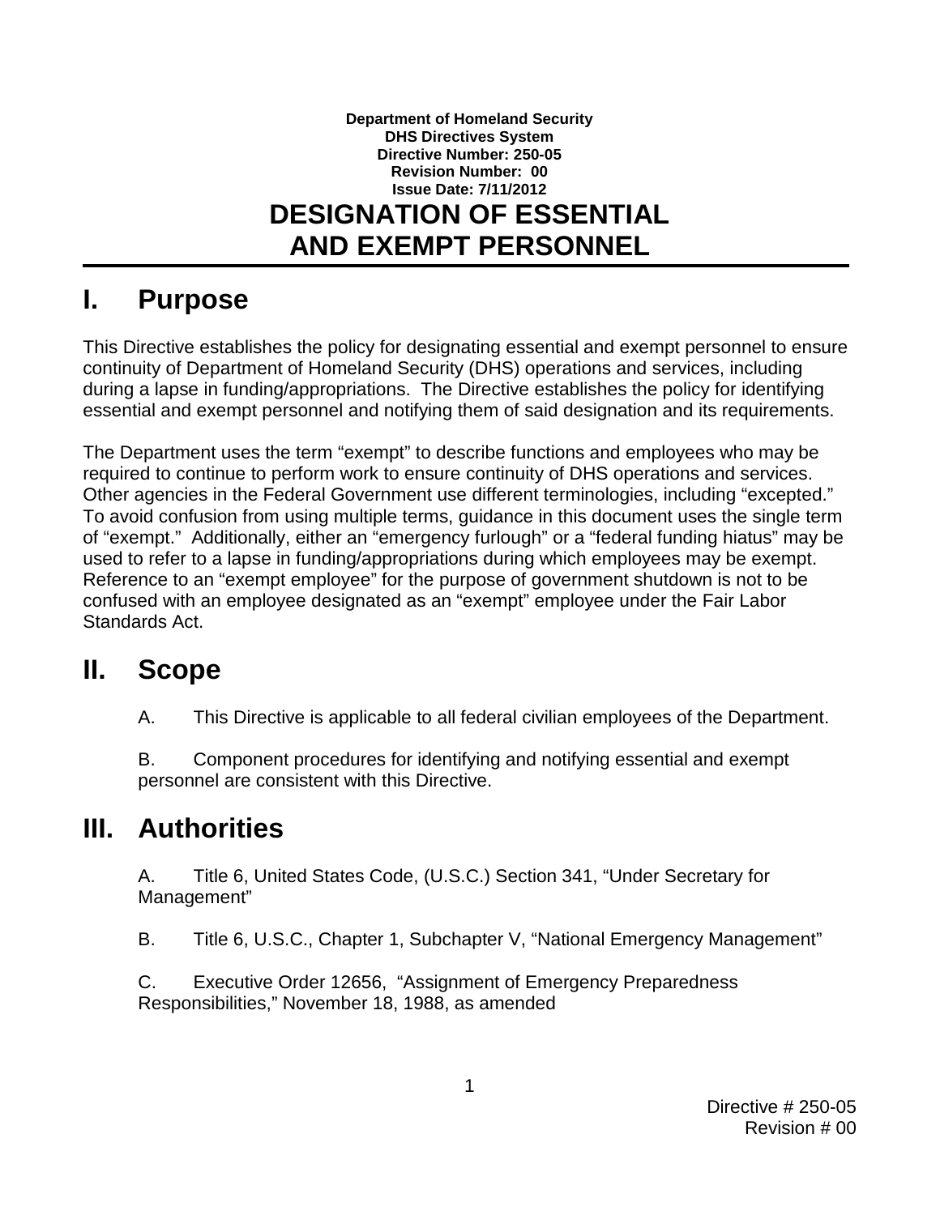**Department of Homeland Security**
**DHS Directives System**
**Directive Number: 250-05**
**Revision Number: 00**
**Issue Date: 7/11/2012**

# DESIGNATION OF ESSENTIAL AND EXEMPT PERSONNEL

## I. Purpose

This Directive establishes the policy for designating essential and exempt personnel to ensure continuity of Department of Homeland Security (DHS) operations and services, including during a lapse in funding/appropriations. The Directive establishes the policy for identifying essential and exempt personnel and notifying them of said designation and its requirements.

The Department uses the term "exempt" to describe functions and employees who may be required to continue to perform work to ensure continuity of DHS operations and services. Other agencies in the Federal Government use different terminologies, including "excepted." To avoid confusion from using multiple terms, guidance in this document uses the single term of "exempt." Additionally, either an "emergency furlough" or a "federal funding hiatus" may be used to refer to a lapse in funding/appropriations during which employees may be exempt. Reference to an "exempt employee" for the purpose of government shutdown is not to be confused with an employee designated as an "exempt" employee under the Fair Labor Standards Act.

## II. Scope

A. This Directive is applicable to all federal civilian employees of the Department.

B. Component procedures for identifying and notifying essential and exempt personnel are consistent with this Directive.

## III. Authorities

A. Title 6, United States Code, (U.S.C.) Section 341, "Under Secretary for Management"

B. Title 6, U.S.C., Chapter 1, Subchapter V, "National Emergency Management"

C. Executive Order 12656, "Assignment of Emergency Preparedness Responsibilities," November 18, 1988, as amended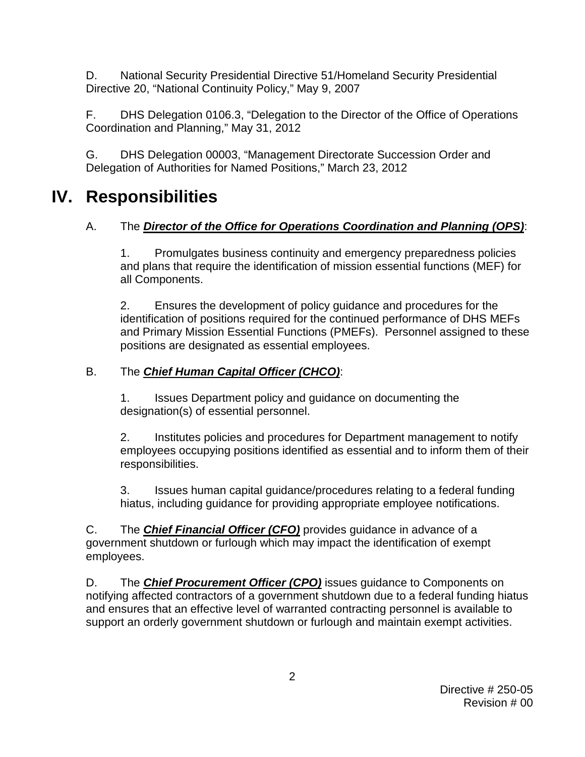D. National Security Presidential Directive 51/Homeland Security Presidential Directive 20, "National Continuity Policy," May 9, 2007

F. DHS Delegation 0106.3, "Delegation to the Director of the Office of Operations Coordination and Planning," May 31, 2012

G. DHS Delegation 00003, "Management Directorate Succession Order and Delegation of Authorities for Named Positions," March 23, 2012

# IV. Responsibilities

A. The ***Director of the Office for Operations Coordination and Planning (OPS)***:

1. Promulgates business continuity and emergency preparedness policies and plans that require the identification of mission essential functions (MEF) for all Components.

2. Ensures the development of policy guidance and procedures for the identification of positions required for the continued performance of DHS MEFs and Primary Mission Essential Functions (PMEFs). Personnel assigned to these positions are designated as essential employees.

B. The ***Chief Human Capital Officer (CHCO)***:

1. Issues Department policy and guidance on documenting the designation(s) of essential personnel.

2. Institutes policies and procedures for Department management to notify employees occupying positions identified as essential and to inform them of their responsibilities.

3. Issues human capital guidance/procedures relating to a federal funding hiatus, including guidance for providing appropriate employee notifications.

C. The ***Chief Financial Officer (CFO)*** provides guidance in advance of a government shutdown or furlough which may impact the identification of exempt employees.

D. The ***Chief Procurement Officer (CPO)*** issues guidance to Components on notifying affected contractors of a government shutdown due to a federal funding hiatus and ensures that an effective level of warranted contracting personnel is available to support an orderly government shutdown or furlough and maintain exempt activities.

Directive # 250-05
Revision # 00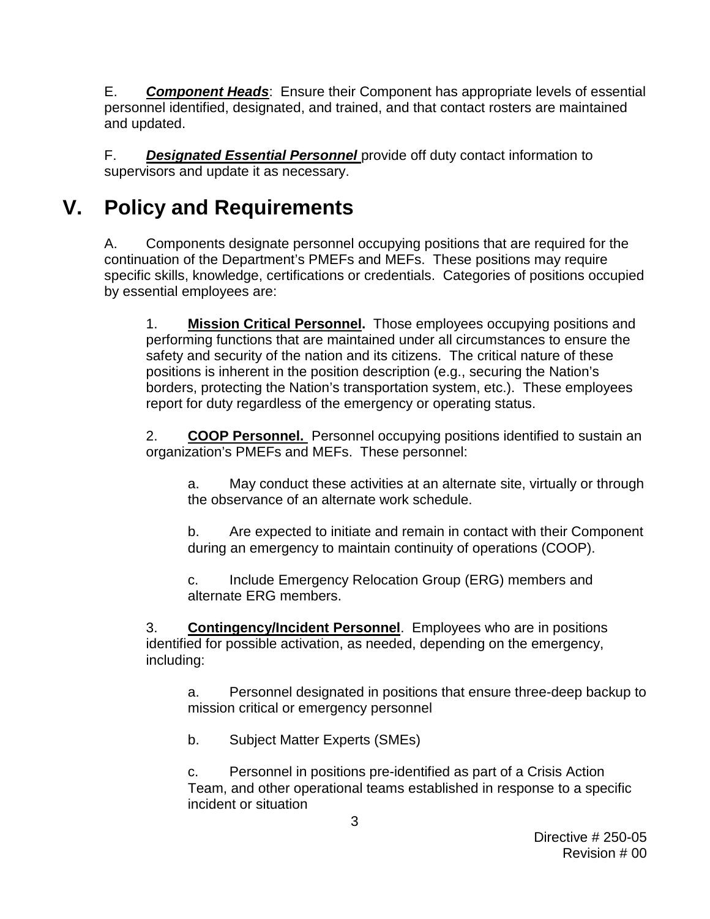E. ***Component Heads***: Ensure their Component has appropriate levels of essential personnel identified, designated, and trained, and that contact rosters are maintained and updated.

F. ***Designated Essential Personnel*** provide off duty contact information to supervisors and update it as necessary.

# V. Policy and Requirements

A. Components designate personnel occupying positions that are required for the continuation of the Department's PMEFs and MEFs. These positions may require specific skills, knowledge, certifications or credentials. Categories of positions occupied by essential employees are:

1. **Mission Critical Personnel.** Those employees occupying positions and performing functions that are maintained under all circumstances to ensure the safety and security of the nation and its citizens. The critical nature of these positions is inherent in the position description (e.g., securing the Nation's borders, protecting the Nation's transportation system, etc.). These employees report for duty regardless of the emergency or operating status.

2. **COOP Personnel.** Personnel occupying positions identified to sustain an organization's PMEFs and MEFs. These personnel:

   a. May conduct these activities at an alternate site, virtually or through the observance of an alternate work schedule.

   b. Are expected to initiate and remain in contact with their Component during an emergency to maintain continuity of operations (COOP).

   c. Include Emergency Relocation Group (ERG) members and alternate ERG members.

3. **Contingency/Incident Personnel**. Employees who are in positions identified for possible activation, as needed, depending on the emergency, including:

   a. Personnel designated in positions that ensure three-deep backup to mission critical or emergency personnel

   b. Subject Matter Experts (SMEs)

   c. Personnel in positions pre-identified as part of a Crisis Action Team, and other operational teams established in response to a specific incident or situation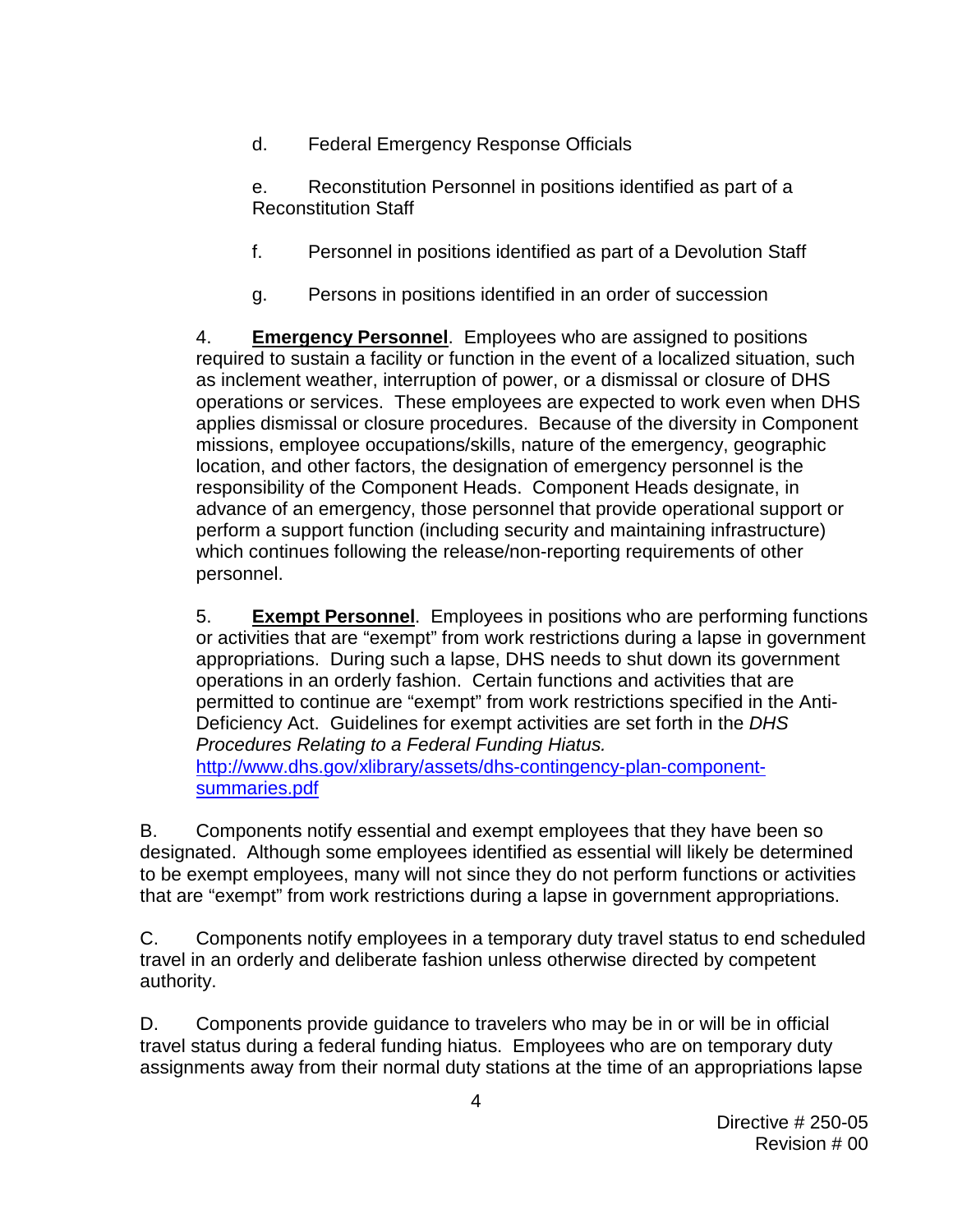d. Federal Emergency Response Officials

e. Reconstitution Personnel in positions identified as part of a Reconstitution Staff

f. Personnel in positions identified as part of a Devolution Staff

g. Persons in positions identified in an order of succession

4. **Emergency Personnel**. Employees who are assigned to positions required to sustain a facility or function in the event of a localized situation, such as inclement weather, interruption of power, or a dismissal or closure of DHS operations or services. These employees are expected to work even when DHS applies dismissal or closure procedures. Because of the diversity in Component missions, employee occupations/skills, nature of the emergency, geographic location, and other factors, the designation of emergency personnel is the responsibility of the Component Heads. Component Heads designate, in advance of an emergency, those personnel that provide operational support or perform a support function (including security and maintaining infrastructure) which continues following the release/non-reporting requirements of other personnel.

5. **Exempt Personnel**. Employees in positions who are performing functions or activities that are "exempt" from work restrictions during a lapse in government appropriations. During such a lapse, DHS needs to shut down its government operations in an orderly fashion. Certain functions and activities that are permitted to continue are "exempt" from work restrictions specified in the Anti-Deficiency Act. Guidelines for exempt activities are set forth in the *DHS Procedures Relating to a Federal Funding Hiatus.* [http://www.dhs.gov/xlibrary/assets/dhs-contingency-plan-component-summaries.pdf](http://www.dhs.gov/xlibrary/assets/dhs-contingency-plan-component-summaries.pdf)

B. Components notify essential and exempt employees that they have been so designated. Although some employees identified as essential will likely be determined to be exempt employees, many will not since they do not perform functions or activities that are "exempt" from work restrictions during a lapse in government appropriations.

C. Components notify employees in a temporary duty travel status to end scheduled travel in an orderly and deliberate fashion unless otherwise directed by competent authority.

D. Components provide guidance to travelers who may be in or will be in official travel status during a federal funding hiatus. Employees who are on temporary duty assignments away from their normal duty stations at the time of an appropriations lapse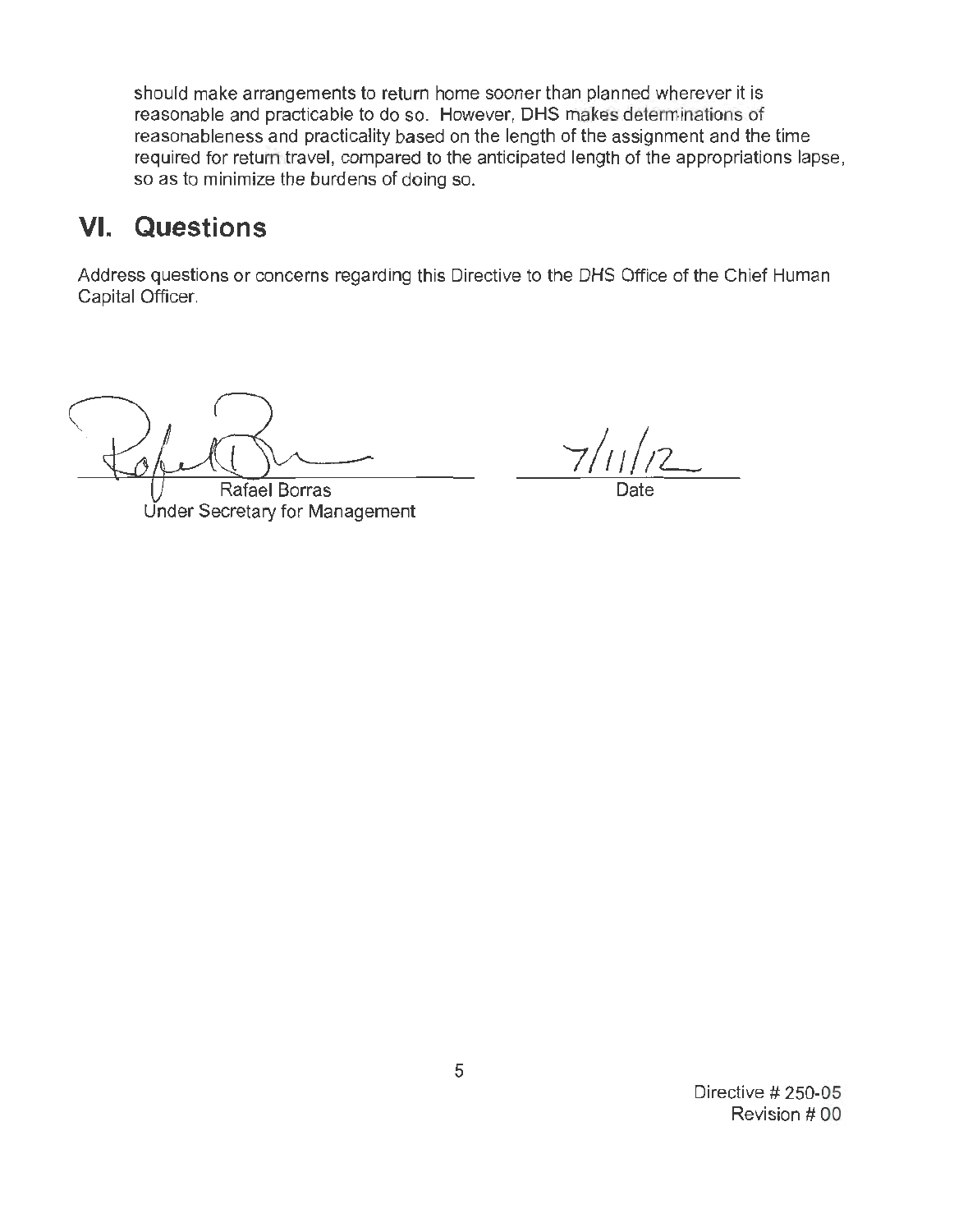should make arrangements to return home sooner than planned wherever it is reasonable and practicable to do so. However, DHS makes determinations of reasonableness and practicality based on the length of the assignment and the time required for return travel, compared to the anticipated length of the appropriations lapse, so as to minimize the burdens of doing so.

## VI. Questions

Address questions or concerns regarding this Directive to the DHS Office of the Chief Human Capital Officer.

Rafael Borras
Under Secretary for Management

7/11/12
Date

Directive # 250-05
Revision # 00